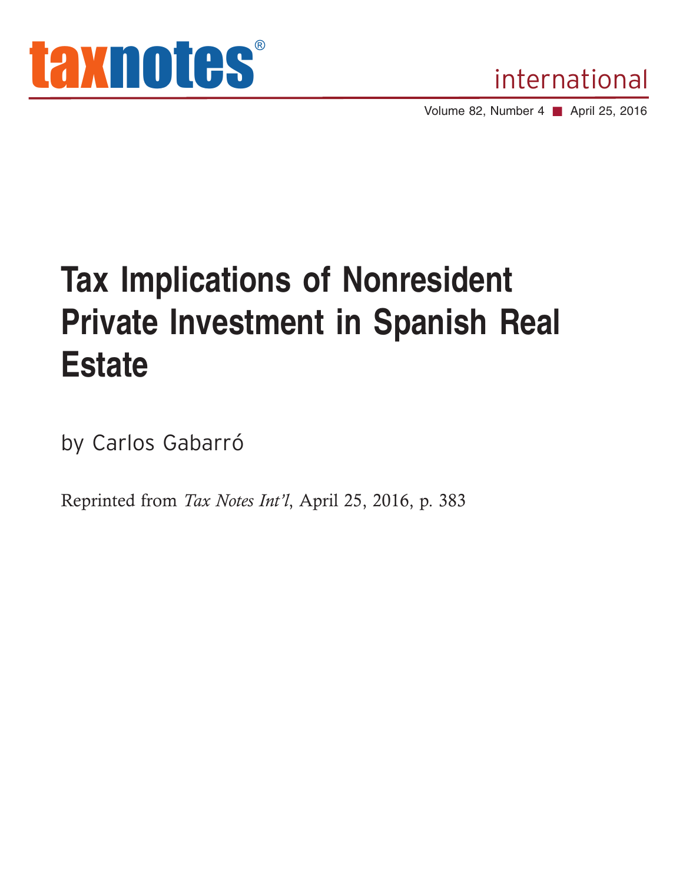# Tax Implications of Nonresident Private Investment in Spanish Real Estate

by Carlos Gabarró

Reprinted from *Tax Notes Int'l*, April 25, 2016, p. 383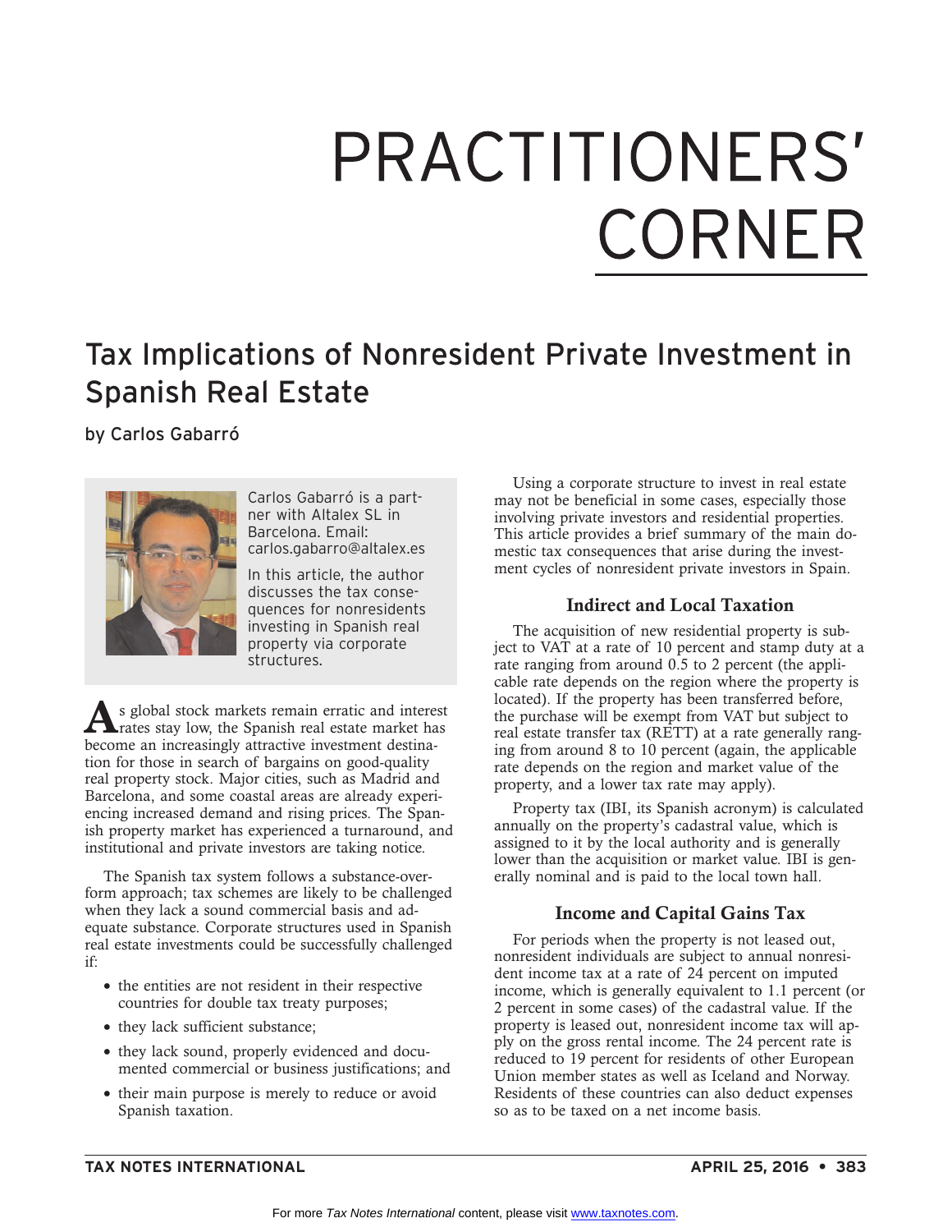# PRACTITIONERS' CORNER

## Tax Implications of Nonresident Private Investment in Spanish Real Estate

by Carlos Gabarró

Carlos Gabarró is a partner with Altalex SL in Barcelona. Email: carlos.gabarro@altalex.es

In this article, the author discusses the tax consequences for nonresidents investing in Spanish real property via corporate structures.

As global stock markets remain erratic and interest rates stay low, the Spanish real estate market has become an increasingly attractive investment destination for those in search of bargains on good-quality real property stock. Major cities, such as Madrid and Barcelona, and some coastal areas are already experiencing increased demand and rising prices. The Spanish property market has experienced a turnaround, and institutional and private investors are taking notice.

The Spanish tax system follows a substance-over-form approach; tax schemes are likely to be challenged when they lack a sound commercial basis and adequate substance. Corporate structures used in Spanish real estate investments could be successfully challenged if:

- the entities are not resident in their respective countries for double tax treaty purposes;
- they lack sufficient substance;
- they lack sound, properly evidenced and documented commercial or business justifications; and
- their main purpose is merely to reduce or avoid Spanish taxation.

Using a corporate structure to invest in real estate may not be beneficial in some cases, especially those involving private investors and residential properties. This article provides a brief summary of the main domestic tax consequences that arise during the investment cycles of nonresident private investors in Spain.

### Indirect and Local Taxation

The acquisition of new residential property is subject to VAT at a rate of 10 percent and stamp duty at a rate ranging from around 0.5 to 2 percent (the applicable rate depends on the region where the property is located). If the property has been transferred before, the purchase will be exempt from VAT but subject to real estate transfer tax (RETT) at a rate generally ranging from around 8 to 10 percent (again, the applicable rate depends on the region and market value of the property, and a lower tax rate may apply).

Property tax (IBI, its Spanish acronym) is calculated annually on the property's cadastral value, which is assigned to it by the local authority and is generally lower than the acquisition or market value. IBI is generally nominal and is paid to the local town hall.

### Income and Capital Gains Tax

For periods when the property is not leased out, nonresident individuals are subject to annual nonresident income tax at a rate of 24 percent on imputed income, which is generally equivalent to 1.1 percent (or 2 percent in some cases) of the cadastral value. If the property is leased out, nonresident income tax will apply on the gross rental income. The 24 percent rate is reduced to 19 percent for residents of other European Union member states as well as Iceland and Norway. Residents of these countries can also deduct expenses so as to be taxed on a net income basis.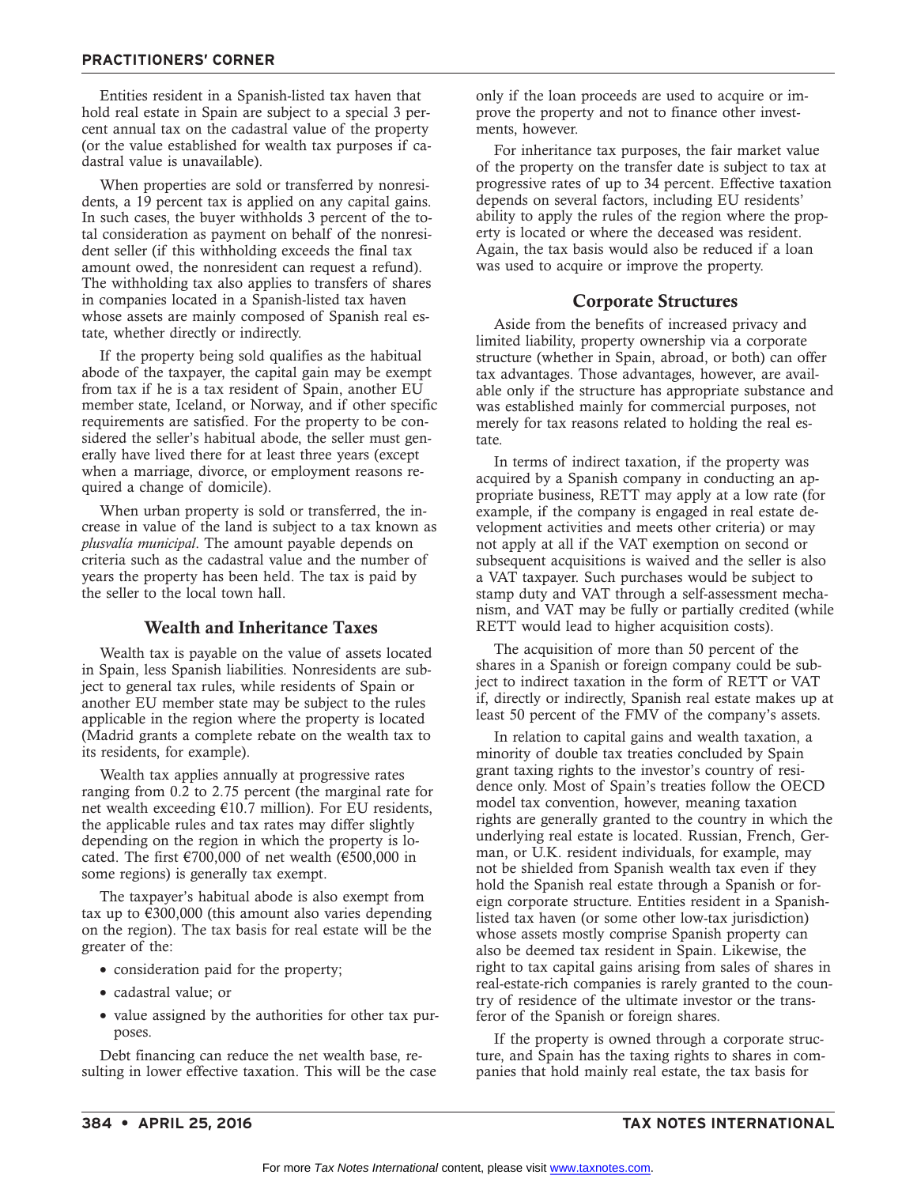Entities resident in a Spanish-listed tax haven that hold real estate in Spain are subject to a special 3 percent annual tax on the cadastral value of the property (or the value established for wealth tax purposes if cadastral value is unavailable).

When properties are sold or transferred by nonresidents, a 19 percent tax is applied on any capital gains. In such cases, the buyer withholds 3 percent of the total consideration as payment on behalf of the nonresident seller (if this withholding exceeds the final tax amount owed, the nonresident can request a refund). The withholding tax also applies to transfers of shares in companies located in a Spanish-listed tax haven whose assets are mainly composed of Spanish real estate, whether directly or indirectly.

If the property being sold qualifies as the habitual abode of the taxpayer, the capital gain may be exempt from tax if he is a tax resident of Spain, another EU member state, Iceland, or Norway, and if other specific requirements are satisfied. For the property to be considered the seller's habitual abode, the seller must generally have lived there for at least three years (except when a marriage, divorce, or employment reasons required a change of domicile).

When urban property is sold or transferred, the increase in value of the land is subject to a tax known as *plusvalía municipal*. The amount payable depends on criteria such as the cadastral value and the number of years the property has been held. The tax is paid by the seller to the local town hall.

## Wealth and Inheritance Taxes

Wealth tax is payable on the value of assets located in Spain, less Spanish liabilities. Nonresidents are subject to general tax rules, while residents of Spain or another EU member state may be subject to the rules applicable in the region where the property is located (Madrid grants a complete rebate on the wealth tax to its residents, for example).

Wealth tax applies annually at progressive rates ranging from 0.2 to 2.75 percent (the marginal rate for net wealth exceeding €10.7 million). For EU residents, the applicable rules and tax rates may differ slightly depending on the region in which the property is located. The first €700,000 of net wealth (€500,000 in some regions) is generally tax exempt.

The taxpayer's habitual abode is also exempt from tax up to €300,000 (this amount also varies depending on the region). The tax basis for real estate will be the greater of the:

- consideration paid for the property;
- cadastral value; or
- value assigned by the authorities for other tax purposes.

Debt financing can reduce the net wealth base, resulting in lower effective taxation. This will be the case only if the loan proceeds are used to acquire or improve the property and not to finance other investments, however.

For inheritance tax purposes, the fair market value of the property on the transfer date is subject to tax at progressive rates of up to 34 percent. Effective taxation depends on several factors, including EU residents' ability to apply the rules of the region where the property is located or where the deceased was resident. Again, the tax basis would also be reduced if a loan was used to acquire or improve the property.

## Corporate Structures

Aside from the benefits of increased privacy and limited liability, property ownership via a corporate structure (whether in Spain, abroad, or both) can offer tax advantages. Those advantages, however, are available only if the structure has appropriate substance and was established mainly for commercial purposes, not merely for tax reasons related to holding the real estate.

In terms of indirect taxation, if the property was acquired by a Spanish company in conducting an appropriate business, RETT may apply at a low rate (for example, if the company is engaged in real estate development activities and meets other criteria) or may not apply at all if the VAT exemption on second or subsequent acquisitions is waived and the seller is also a VAT taxpayer. Such purchases would be subject to stamp duty and VAT through a self-assessment mechanism, and VAT may be fully or partially credited (while RETT would lead to higher acquisition costs).

The acquisition of more than 50 percent of the shares in a Spanish or foreign company could be subject to indirect taxation in the form of RETT or VAT if, directly or indirectly, Spanish real estate makes up at least 50 percent of the FMV of the company's assets.

In relation to capital gains and wealth taxation, a minority of double tax treaties concluded by Spain grant taxing rights to the investor's country of residence only. Most of Spain's treaties follow the OECD model tax convention, however, meaning taxation rights are generally granted to the country in which the underlying real estate is located. Russian, French, German, or U.K. resident individuals, for example, may not be shielded from Spanish wealth tax even if they hold the Spanish real estate through a Spanish or foreign corporate structure. Entities resident in a Spanish-listed tax haven (or some other low-tax jurisdiction) whose assets mostly comprise Spanish property can also be deemed tax resident in Spain. Likewise, the right to tax capital gains arising from sales of shares in real-estate-rich companies is rarely granted to the country of residence of the ultimate investor or the transferor of the Spanish or foreign shares.

If the property is owned through a corporate structure, and Spain has the taxing rights to shares in companies that hold mainly real estate, the tax basis for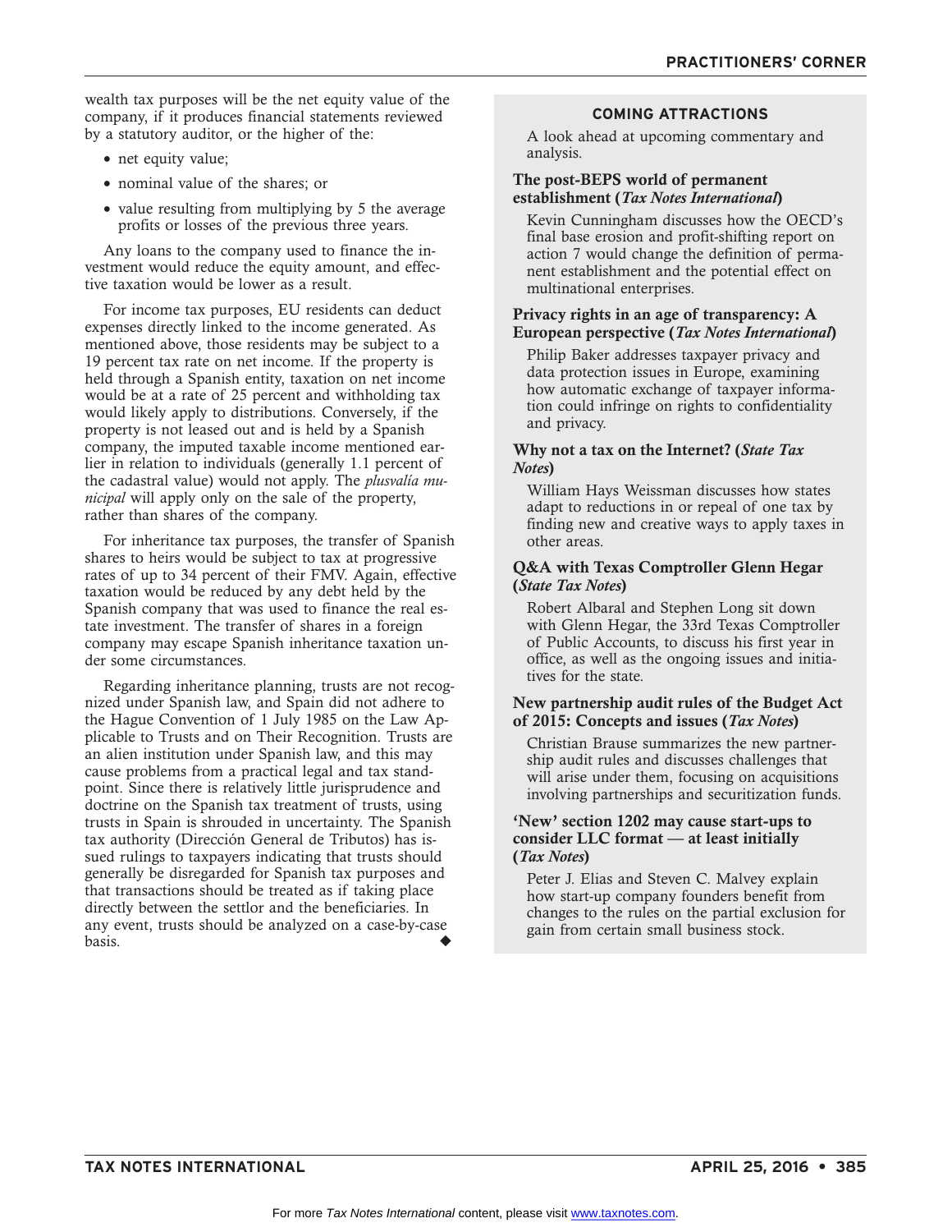wealth tax purposes will be the net equity value of the company, if it produces financial statements reviewed by a statutory auditor, or the higher of the:

- net equity value;
- nominal value of the shares; or
- value resulting from multiplying by 5 the average profits or losses of the previous three years.

Any loans to the company used to finance the investment would reduce the equity amount, and effective taxation would be lower as a result.

For income tax purposes, EU residents can deduct expenses directly linked to the income generated. As mentioned above, those residents may be subject to a 19 percent tax rate on net income. If the property is held through a Spanish entity, taxation on net income would be at a rate of 25 percent and withholding tax would likely apply to distributions. Conversely, if the property is not leased out and is held by a Spanish company, the imputed taxable income mentioned earlier in relation to individuals (generally 1.1 percent of the cadastral value) would not apply. The *plusvalía municipal* will apply only on the sale of the property, rather than shares of the company.

For inheritance tax purposes, the transfer of Spanish shares to heirs would be subject to tax at progressive rates of up to 34 percent of their FMV. Again, effective taxation would be reduced by any debt held by the Spanish company that was used to finance the real estate investment. The transfer of shares in a foreign company may escape Spanish inheritance taxation under some circumstances.

Regarding inheritance planning, trusts are not recognized under Spanish law, and Spain did not adhere to the Hague Convention of 1 July 1985 on the Law Applicable to Trusts and on Their Recognition. Trusts are an alien institution under Spanish law, and this may cause problems from a practical legal and tax standpoint. Since there is relatively little jurisprudence and doctrine on the Spanish tax treatment of trusts, using trusts in Spain is shrouded in uncertainty. The Spanish tax authority (Dirección General de Tributos) has issued rulings to taxpayers indicating that trusts should generally be disregarded for Spanish tax purposes and that transactions should be treated as if taking place directly between the settlor and the beneficiaries. In any event, trusts should be analyzed on a case-by-case basis. ◆

## COMING ATTRACTIONS

A look ahead at upcoming commentary and analysis.

### The post-BEPS world of permanent establishment (*Tax Notes International*)

Kevin Cunningham discusses how the OECD's final base erosion and profit-shifting report on action 7 would change the definition of permanent establishment and the potential effect on multinational enterprises.

### Privacy rights in an age of transparency: A European perspective (*Tax Notes International*)

Philip Baker addresses taxpayer privacy and data protection issues in Europe, examining how automatic exchange of taxpayer information could infringe on rights to confidentiality and privacy.

### Why not a tax on the Internet? (*State Tax Notes*)

William Hays Weissman discusses how states adapt to reductions in or repeal of one tax by finding new and creative ways to apply taxes in other areas.

### Q&A with Texas Comptroller Glenn Hegar (*State Tax Notes*)

Robert Albaral and Stephen Long sit down with Glenn Hegar, the 33rd Texas Comptroller of Public Accounts, to discuss his first year in office, as well as the ongoing issues and initiatives for the state.

### New partnership audit rules of the Budget Act of 2015: Concepts and issues (*Tax Notes*)

Christian Brause summarizes the new partnership audit rules and discusses challenges that will arise under them, focusing on acquisitions involving partnerships and securitization funds.

### 'New' section 1202 may cause start-ups to consider LLC format — at least initially (*Tax Notes*)

Peter J. Elias and Steven C. Malvey explain how start-up company founders benefit from changes to the rules on the partial exclusion for gain from certain small business stock.